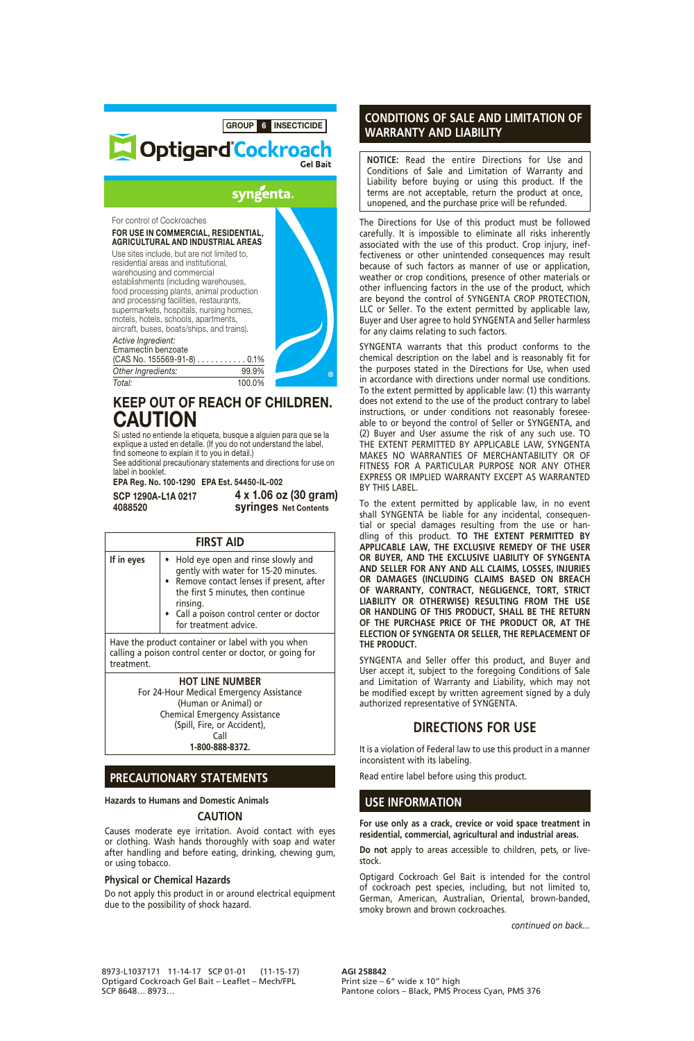GROUP 6 INSECTICIDE

# Optigard® Cockroach Gel Bait

syngenta.

For control of Cockroaches

**FOR USE IN COMMERCIAL, RESIDENTIAL, AGRICULTURAL AND INDUSTRIAL AREAS**

Use sites include, but are not limited to, residential areas and institutional, warehousing and commercial establishments (including warehouses, food processing plants, animal production and processing facilities, restaurants, supermarkets, hospitals, nursing homes, motels, hotels, schools, apartments, aircraft, buses, boats/ships, and trains).

*Active Ingredient:*

Emamectin benzoate

(CAS No. 155569-91-8) . . . . . . . . . . . 0.1%

*Other Ingredients:* 99.9%

*Total:* 100.0%

## KEEP OUT OF REACH OF CHILDREN.

## CAUTION

Si usted no entiende la etiqueta, busque a alguien para que se la explique a usted en detalle. (If you do not understand the label, find someone to explain it to you in detail.)

See additional precautionary statements and directions for use on label in booklet.

**EPA Reg. No. 100-1290 EPA Est. 54450-IL-002**

**SCP 1290A-L1A 0217**
**4088520**

**4 x 1.06 oz (30 gram) syringes Net Contents**

| FIRST AID | |
|---|---|
| **If in eyes** | • Hold eye open and rinse slowly and gently with water for 15-20 minutes.<br>• Remove contact lenses if present, after the first 5 minutes, then continue rinsing.<br>• Call a poison control center or doctor for treatment advice. |
| Have the product container or label with you when calling a poison control center or doctor, or going for treatment. | |
| **HOT LINE NUMBER**<br>For 24-Hour Medical Emergency Assistance (Human or Animal) or Chemical Emergency Assistance (Spill, Fire, or Accident), Call **1-800-888-8372.** | |

## PRECAUTIONARY STATEMENTS

**Hazards to Humans and Domestic Animals**

**CAUTION**

Causes moderate eye irritation. Avoid contact with eyes or clothing. Wash hands thoroughly with soap and water after handling and before eating, drinking, chewing gum, or using tobacco.

**Physical or Chemical Hazards**

Do not apply this product in or around electrical equipment due to the possibility of shock hazard.

## CONDITIONS OF SALE AND LIMITATION OF WARRANTY AND LIABILITY

**NOTICE:** Read the entire Directions for Use and Conditions of Sale and Limitation of Warranty and Liability before buying or using this product. If the terms are not acceptable, return the product at once, unopened, and the purchase price will be refunded.

The Directions for Use of this product must be followed carefully. It is impossible to eliminate all risks inherently associated with the use of this product. Crop injury, ineffectiveness or other unintended consequences may result because of such factors as manner of use or application, weather or crop conditions, presence of other materials or other influencing factors in the use of the product, which are beyond the control of SYNGENTA CROP PROTECTION, LLC or Seller. To the extent permitted by applicable law, Buyer and User agree to hold SYNGENTA and Seller harmless for any claims relating to such factors.

SYNGENTA warrants that this product conforms to the chemical description on the label and is reasonably fit for the purposes stated in the Directions for Use, when used in accordance with directions under normal use conditions. To the extent permitted by applicable law: (1) this warranty does not extend to the use of the product contrary to label instructions, or under conditions not reasonably foreseeable to or beyond the control of Seller or SYNGENTA, and (2) Buyer and User assume the risk of any such use. TO THE EXTENT PERMITTED BY APPLICABLE LAW, SYNGENTA MAKES NO WARRANTIES OF MERCHANTABILITY OR OF FITNESS FOR A PARTICULAR PURPOSE NOR ANY OTHER EXPRESS OR IMPLIED WARRANTY EXCEPT AS WARRANTED BY THIS LABEL.

To the extent permitted by applicable law, in no event shall SYNGENTA be liable for any incidental, consequential or special damages resulting from the use or handling of this product. **TO THE EXTENT PERMITTED BY APPLICABLE LAW, THE EXCLUSIVE REMEDY OF THE USER OR BUYER, AND THE EXCLUSIVE LIABILITY OF SYNGENTA AND SELLER FOR ANY AND ALL CLAIMS, LOSSES, INJURIES OR DAMAGES (INCLUDING CLAIMS BASED ON BREACH OF WARRANTY, CONTRACT, NEGLIGENCE, TORT, STRICT LIABILITY OR OTHERWISE) RESULTING FROM THE USE OR HANDLING OF THIS PRODUCT, SHALL BE THE RETURN OF THE PURCHASE PRICE OF THE PRODUCT OR, AT THE ELECTION OF SYNGENTA OR SELLER, THE REPLACEMENT OF THE PRODUCT.**

SYNGENTA and Seller offer this product, and Buyer and User accept it, subject to the foregoing Conditions of Sale and Limitation of Warranty and Liability, which may not be modified except by written agreement signed by a duly authorized representative of SYNGENTA.

## DIRECTIONS FOR USE

It is a violation of Federal law to use this product in a manner inconsistent with its labeling.

Read entire label before using this product.

## USE INFORMATION

**For use only as a crack, crevice or void space treatment in residential, commercial, agricultural and industrial areas.**

**Do not** apply to areas accessible to children, pets, or livestock.

Optigard Cockroach Gel Bait is intended for the control of cockroach pest species, including, but not limited to, German, American, Australian, Oriental, brown-banded, smoky brown and brown cockroaches.

*continued on back...*

8973-L1037171 11-14-17 SCP 01-01 (11-15-17)
Optigard Cockroach Gel Bait – Leaflet – Mech/FPL
SCP 8648… 8973…

**AGI 258842**
Print size – 6" wide x 10" high
Pantone colors – Black, PMS Process Cyan, PMS 376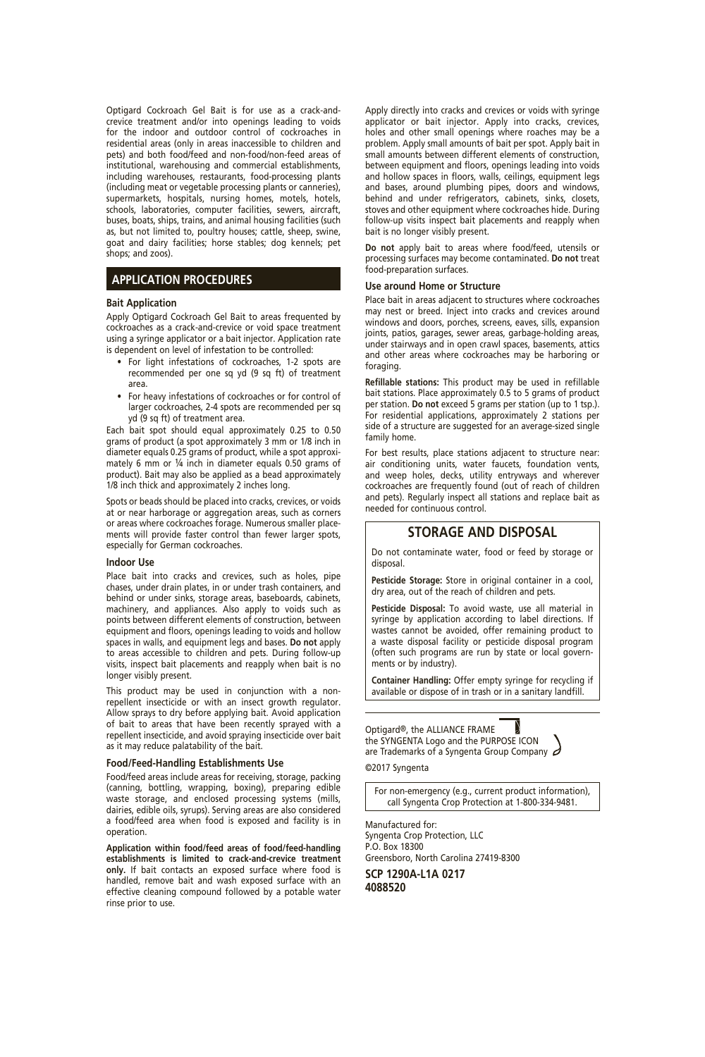Optigard Cockroach Gel Bait is for use as a crack-and-crevice treatment and/or into openings leading to voids for the indoor and outdoor control of cockroaches in residential areas (only in areas inaccessible to children and pets) and both food/feed and non-food/non-feed areas of institutional, warehousing and commercial establishments, including warehouses, restaurants, food-processing plants (including meat or vegetable processing plants or canneries), supermarkets, hospitals, nursing homes, motels, hotels, schools, laboratories, computer facilities, sewers, aircraft, buses, boats, ships, trains, and animal housing facilities (such as, but not limited to, poultry houses; cattle, sheep, swine, goat and dairy facilities; horse stables; dog kennels; pet shops; and zoos).

## APPLICATION PROCEDURES

### Bait Application

Apply Optigard Cockroach Gel Bait to areas frequented by cockroaches as a crack-and-crevice or void space treatment using a syringe applicator or a bait injector. Application rate is dependent on level of infestation to be controlled:

- For light infestations of cockroaches, 1-2 spots are recommended per one sq yd (9 sq ft) of treatment area.
- For heavy infestations of cockroaches or for control of larger cockroaches, 2-4 spots are recommended per sq yd (9 sq ft) of treatment area.

Each bait spot should equal approximately 0.25 to 0.50 grams of product (a spot approximately 3 mm or 1/8 inch in diameter equals 0.25 grams of product, while a spot approximately 6 mm or ¼ inch in diameter equals 0.50 grams of product). Bait may also be applied as a bead approximately 1/8 inch thick and approximately 2 inches long.

Spots or beads should be placed into cracks, crevices, or voids at or near harborage or aggregation areas, such as corners or areas where cockroaches forage. Numerous smaller placements will provide faster control than fewer larger spots, especially for German cockroaches.

### Indoor Use

Place bait into cracks and crevices, such as holes, pipe chases, under drain plates, in or under trash containers, and behind or under sinks, storage areas, baseboards, cabinets, machinery, and appliances. Also apply to voids such as points between different elements of construction, between equipment and floors, openings leading to voids and hollow spaces in walls, and equipment legs and bases. **Do not** apply to areas accessible to children and pets. During follow-up visits, inspect bait placements and reapply when bait is no longer visibly present.

This product may be used in conjunction with a non-repellent insecticide or with an insect growth regulator. Allow sprays to dry before applying bait. Avoid application of bait to areas that have been recently sprayed with a repellent insecticide, and avoid spraying insecticide over bait as it may reduce palatability of the bait.

### Food/Feed-Handling Establishments Use

Food/feed areas include areas for receiving, storage, packing (canning, bottling, wrapping, boxing), preparing edible waste storage, and enclosed processing systems (mills, dairies, edible oils, syrups). Serving areas are also considered a food/feed area when food is exposed and facility is in operation.

**Application within food/feed areas of food/feed-handling establishments is limited to crack-and-crevice treatment only.** If bait contacts an exposed surface where food is handled, remove bait and wash exposed surface with an effective cleaning compound followed by a potable water rinse prior to use.

Apply directly into cracks and crevices or voids with syringe applicator or bait injector. Apply into cracks, crevices, holes and other small openings where roaches may be a problem. Apply small amounts of bait per spot. Apply bait in small amounts between different elements of construction, between equipment and floors, openings leading into voids and hollow spaces in floors, walls, ceilings, equipment legs and bases, around plumbing pipes, doors and windows, behind and under refrigerators, cabinets, sinks, closets, stoves and other equipment where cockroaches hide. During follow-up visits inspect bait placements and reapply when bait is no longer visibly present.

**Do not** apply bait to areas where food/feed, utensils or processing surfaces may become contaminated. **Do not** treat food-preparation surfaces.

### Use around Home or Structure

Place bait in areas adjacent to structures where cockroaches may nest or breed. Inject into cracks and crevices around windows and doors, porches, screens, eaves, sills, expansion joints, patios, garages, sewer areas, garbage-holding areas, under stairways and in open crawl spaces, basements, attics and other areas where cockroaches may be harboring or foraging.

**Refillable stations:** This product may be used in refillable bait stations. Place approximately 0.5 to 5 grams of product per station. **Do not** exceed 5 grams per station (up to 1 tsp.). For residential applications, approximately 2 stations per side of a structure are suggested for an average-sized single family home.

For best results, place stations adjacent to structure near: air conditioning units, water faucets, foundation vents, and weep holes, decks, utility entryways and wherever cockroaches are frequently found (out of reach of children and pets). Regularly inspect all stations and replace bait as needed for continuous control.

## STORAGE AND DISPOSAL

Do not contaminate water, food or feed by storage or disposal.

**Pesticide Storage:** Store in original container in a cool, dry area, out of the reach of children and pets.

**Pesticide Disposal:** To avoid waste, use all material in syringe by application according to label directions. If wastes cannot be avoided, offer remaining product to a waste disposal facility or pesticide disposal program (often such programs are run by state or local governments or by industry).

**Container Handling:** Offer empty syringe for recycling if available or dispose of in trash or in a sanitary landfill.

---

Optigard®, the ALLIANCE FRAME the SYNGENTA Logo and the PURPOSE ICON are Trademarks of a Syngenta Group Company

©2017 Syngenta

For non-emergency (e.g., current product information), call Syngenta Crop Protection at 1-800-334-9481.

Manufactured for:
Syngenta Crop Protection, LLC
P.O. Box 18300
Greensboro, North Carolina 27419-8300

**SCP 1290A-L1A 0217**
**4088520**